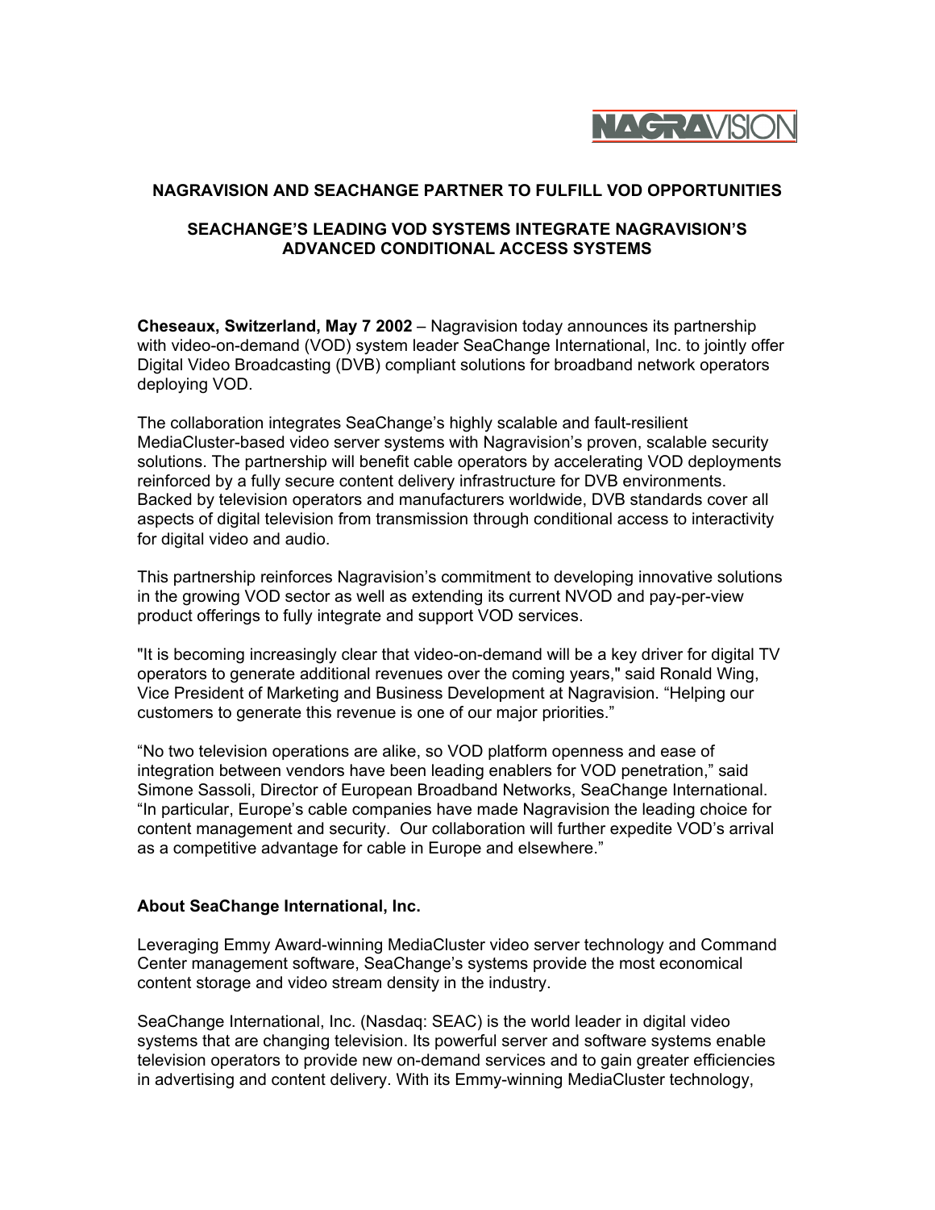NAGRAVISION

## NAGRAVISION AND SEACHANGE PARTNER TO FULFILL VOD OPPORTUNITIES

### SEACHANGE'S LEADING VOD SYSTEMS INTEGRATE NAGRAVISION'S ADVANCED CONDITIONAL ACCESS SYSTEMS

**Cheseaux, Switzerland, May 7 2002** – Nagravision today announces its partnership with video-on-demand (VOD) system leader SeaChange International, Inc. to jointly offer Digital Video Broadcasting (DVB) compliant solutions for broadband network operators deploying VOD.

The collaboration integrates SeaChange's highly scalable and fault-resilient MediaCluster-based video server systems with Nagravision's proven, scalable security solutions. The partnership will benefit cable operators by accelerating VOD deployments reinforced by a fully secure content delivery infrastructure for DVB environments. Backed by television operators and manufacturers worldwide, DVB standards cover all aspects of digital television from transmission through conditional access to interactivity for digital video and audio.

This partnership reinforces Nagravision's commitment to developing innovative solutions in the growing VOD sector as well as extending its current NVOD and pay-per-view product offerings to fully integrate and support VOD services.

"It is becoming increasingly clear that video-on-demand will be a key driver for digital TV operators to generate additional revenues over the coming years," said Ronald Wing, Vice President of Marketing and Business Development at Nagravision. "Helping our customers to generate this revenue is one of our major priorities."

"No two television operations are alike, so VOD platform openness and ease of integration between vendors have been leading enablers for VOD penetration," said Simone Sassoli, Director of European Broadband Networks, SeaChange International. "In particular, Europe's cable companies have made Nagravision the leading choice for content management and security. Our collaboration will further expedite VOD's arrival as a competitive advantage for cable in Europe and elsewhere."

### About SeaChange International, Inc.

Leveraging Emmy Award-winning MediaCluster video server technology and Command Center management software, SeaChange's systems provide the most economical content storage and video stream density in the industry.

SeaChange International, Inc. (Nasdaq: SEAC) is the world leader in digital video systems that are changing television. Its powerful server and software systems enable television operators to provide new on-demand services and to gain greater efficiencies in advertising and content delivery. With its Emmy-winning MediaCluster technology,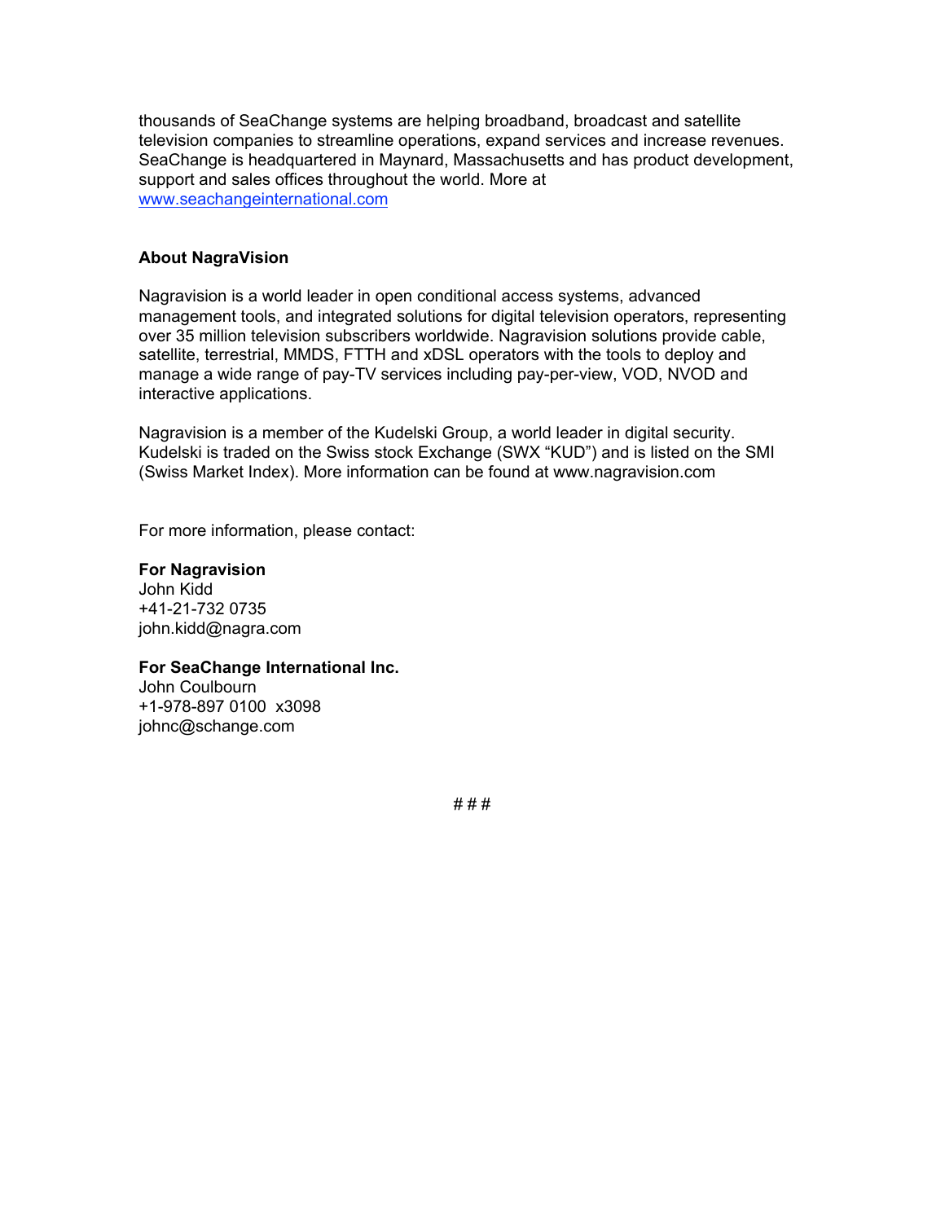thousands of SeaChange systems are helping broadband, broadcast and satellite television companies to streamline operations, expand services and increase revenues. SeaChange is headquartered in Maynard, Massachusetts and has product development, support and sales offices throughout the world. More at www.seachangeinternational.com

**About NagraVision**

Nagravision is a world leader in open conditional access systems, advanced management tools, and integrated solutions for digital television operators, representing over 35 million television subscribers worldwide. Nagravision solutions provide cable, satellite, terrestrial, MMDS, FTTH and xDSL operators with the tools to deploy and manage a wide range of pay-TV services including pay-per-view, VOD, NVOD and interactive applications.

Nagravision is a member of the Kudelski Group, a world leader in digital security. Kudelski is traded on the Swiss stock Exchange (SWX "KUD") and is listed on the SMI (Swiss Market Index). More information can be found at www.nagravision.com

For more information, please contact:

**For Nagravision**
John Kidd
+41-21-732 0735
john.kidd@nagra.com

**For SeaChange International Inc.**
John Coulbourn
+1-978-897 0100 x3098
johnc@schange.com

# # #